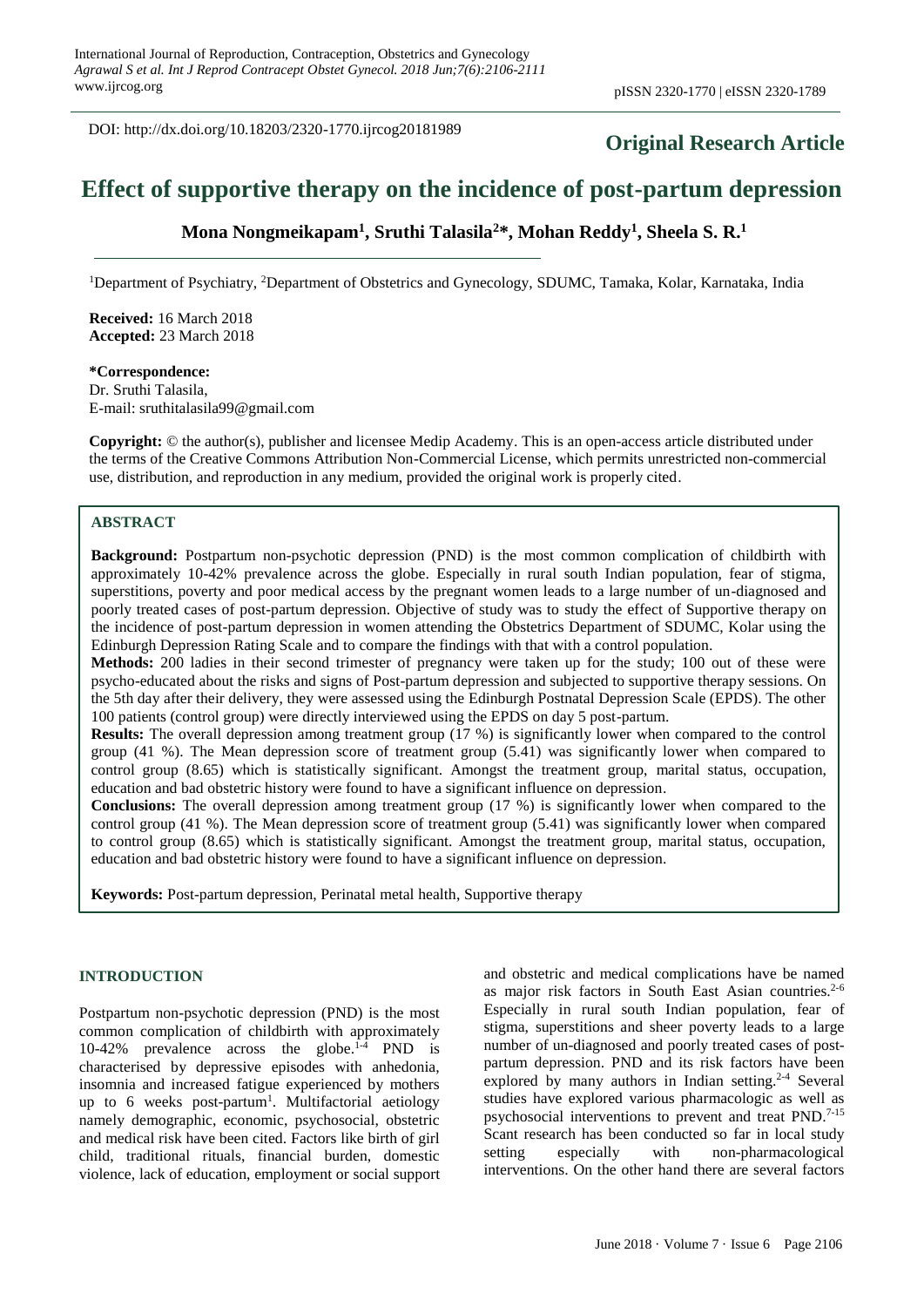DOI: http://dx.doi.org/10.18203/2320-1770.ijrcog20181989

**Original Research Article**

# Effect of supportive therapy on the incidence of post-partum depression

**Mona Nongmeikapam[1], Sruthi Talasila[2]*, Mohan Reddy[1], Sheela S. R.[1]**

[1]Department of Psychiatry, [2]Department of Obstetrics and Gynecology, SDUMC, Tamaka, Kolar, Karnataka, India

**Received:** 16 March 2018
**Accepted:** 23 March 2018

**\*Correspondence:**
Dr. Sruthi Talasila,
E-mail: sruthitalasila99@gmail.com

**Copyright:** © the author(s), publisher and licensee Medip Academy. This is an open-access article distributed under the terms of the Creative Commons Attribution Non-Commercial License, which permits unrestricted non-commercial use, distribution, and reproduction in any medium, provided the original work is properly cited.

## ABSTRACT

**Background:** Postpartum non-psychotic depression (PND) is the most common complication of childbirth with approximately 10-42% prevalence across the globe. Especially in rural south Indian population, fear of stigma, superstitions, poverty and poor medical access by the pregnant women leads to a large number of un-diagnosed and poorly treated cases of post-partum depression. Objective of study was to study the effect of Supportive therapy on the incidence of post-partum depression in women attending the Obstetrics Department of SDUMC, Kolar using the Edinburgh Depression Rating Scale and to compare the findings with that with a control population.

**Methods:** 200 ladies in their second trimester of pregnancy were taken up for the study; 100 out of these were psycho-educated about the risks and signs of Post-partum depression and subjected to supportive therapy sessions. On the 5th day after their delivery, they were assessed using the Edinburgh Postnatal Depression Scale (EPDS). The other 100 patients (control group) were directly interviewed using the EPDS on day 5 post-partum.

**Results:** The overall depression among treatment group (17 %) is significantly lower when compared to the control group (41 %). The Mean depression score of treatment group (5.41) was significantly lower when compared to control group (8.65) which is statistically significant. Amongst the treatment group, marital status, occupation, education and bad obstetric history were found to have a significant influence on depression.

**Conclusions:** The overall depression among treatment group (17 %) is significantly lower when compared to the control group (41 %). The Mean depression score of treatment group (5.41) was significantly lower when compared to control group (8.65) which is statistically significant. Amongst the treatment group, marital status, occupation, education and bad obstetric history were found to have a significant influence on depression.

**Keywords:** Post-partum depression, Perinatal metal health, Supportive therapy

## INTRODUCTION

Postpartum non-psychotic depression (PND) is the most common complication of childbirth with approximately 10-42% prevalence across the globe.[1-4] PND is characterised by depressive episodes with anhedonia, insomnia and increased fatigue experienced by mothers up to 6 weeks post-partum[1]. Multifactorial aetiology namely demographic, economic, psychosocial, obstetric and medical risk have been cited. Factors like birth of girl child, traditional rituals, financial burden, domestic violence, lack of education, employment or social support and obstetric and medical complications have be named as major risk factors in South East Asian countries.[2-6] Especially in rural south Indian population, fear of stigma, superstitions and sheer poverty leads to a large number of un-diagnosed and poorly treated cases of post-partum depression. PND and its risk factors have been explored by many authors in Indian setting.[2-4] Several studies have explored various pharmacologic as well as psychosocial interventions to prevent and treat PND.[7-15] Scant research has been conducted so far in local study setting especially with non-pharmacological interventions. On the other hand there are several factors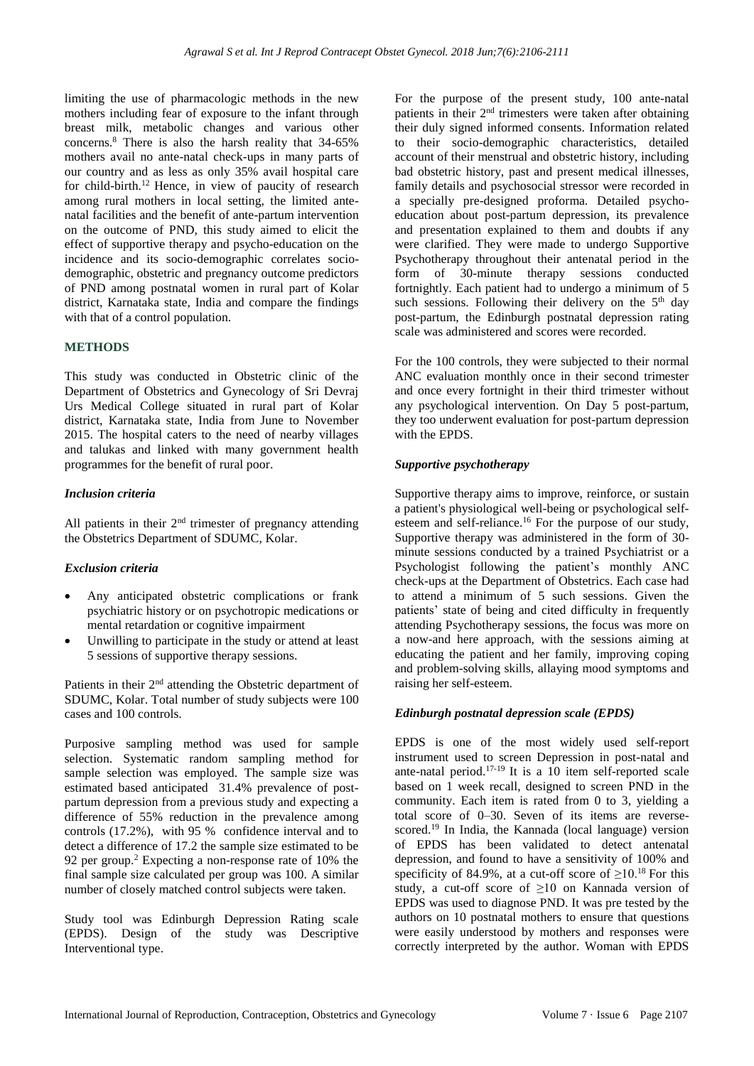limiting the use of pharmacologic methods in the new mothers including fear of exposure to the infant through breast milk, metabolic changes and various other concerns.[8] There is also the harsh reality that 34-65% mothers avail no ante-natal check-ups in many parts of our country and as less as only 35% avail hospital care for child-birth.[12] Hence, in view of paucity of research among rural mothers in local setting, the limited ante-natal facilities and the benefit of ante-partum intervention on the outcome of PND, this study aimed to elicit the effect of supportive therapy and psycho-education on the incidence and its socio-demographic correlates socio-demographic, obstetric and pregnancy outcome predictors of PND among postnatal women in rural part of Kolar district, Karnataka state, India and compare the findings with that of a control population.

## METHODS

This study was conducted in Obstetric clinic of the Department of Obstetrics and Gynecology of Sri Devraj Urs Medical College situated in rural part of Kolar district, Karnataka state, India from June to November 2015. The hospital caters to the need of nearby villages and talukas and linked with many government health programmes for the benefit of rural poor.

### *Inclusion criteria*

All patients in their 2[nd] trimester of pregnancy attending the Obstetrics Department of SDUMC, Kolar.

### *Exclusion criteria*

- Any anticipated obstetric complications or frank psychiatric history or on psychotropic medications or mental retardation or cognitive impairment
- Unwilling to participate in the study or attend at least 5 sessions of supportive therapy sessions.

Patients in their 2[nd] attending the Obstetric department of SDUMC, Kolar. Total number of study subjects were 100 cases and 100 controls.

Purposive sampling method was used for sample selection. Systematic random sampling method for sample selection was employed. The sample size was estimated based anticipated 31.4% prevalence of post-partum depression from a previous study and expecting a difference of 55% reduction in the prevalence among controls (17.2%), with 95 % confidence interval and to detect a difference of 17.2 the sample size estimated to be 92 per group.[2] Expecting a non-response rate of 10% the final sample size calculated per group was 100. A similar number of closely matched control subjects were taken.

Study tool was Edinburgh Depression Rating scale (EPDS). Design of the study was Descriptive Interventional type.

For the purpose of the present study, 100 ante-natal patients in their 2[nd] trimesters were taken after obtaining their duly signed informed consents. Information related to their socio-demographic characteristics, detailed account of their menstrual and obstetric history, including bad obstetric history, past and present medical illnesses, family details and psychosocial stressor were recorded in a specially pre-designed proforma. Detailed psycho-education about post-partum depression, its prevalence and presentation explained to them and doubts if any were clarified. They were made to undergo Supportive Psychotherapy throughout their antenatal period in the form of 30-minute therapy sessions conducted fortnightly. Each patient had to undergo a minimum of 5 such sessions. Following their delivery on the 5[th] day post-partum, the Edinburgh postnatal depression rating scale was administered and scores were recorded.

For the 100 controls, they were subjected to their normal ANC evaluation monthly once in their second trimester and once every fortnight in their third trimester without any psychological intervention. On Day 5 post-partum, they too underwent evaluation for post-partum depression with the EPDS.

### *Supportive psychotherapy*

Supportive therapy aims to improve, reinforce, or sustain a patient's physiological well-being or psychological self-esteem and self-reliance.[16] For the purpose of our study, Supportive therapy was administered in the form of 30-minute sessions conducted by a trained Psychiatrist or a Psychologist following the patient's monthly ANC check-ups at the Department of Obstetrics. Each case had to attend a minimum of 5 such sessions. Given the patients' state of being and cited difficulty in frequently attending Psychotherapy sessions, the focus was more on a now-and here approach, with the sessions aiming at educating the patient and her family, improving coping and problem-solving skills, allaying mood symptoms and raising her self-esteem.

### *Edinburgh postnatal depression scale (EPDS)*

EPDS is one of the most widely used self-report instrument used to screen Depression in post-natal and ante-natal period.[17-19] It is a 10 item self-reported scale based on 1 week recall, designed to screen PND in the community. Each item is rated from 0 to 3, yielding a total score of 0–30. Seven of its items are reverse-scored.[19] In India, the Kannada (local language) version of EPDS has been validated to detect antenatal depression, and found to have a sensitivity of 100% and specificity of 84.9%, at a cut-off score of $\geq$10.[18] For this study, a cut-off score of $\geq$10 on Kannada version of EPDS was used to diagnose PND. It was pre tested by the authors on 10 postnatal mothers to ensure that questions were easily understood by mothers and responses were correctly interpreted by the author. Woman with EPDS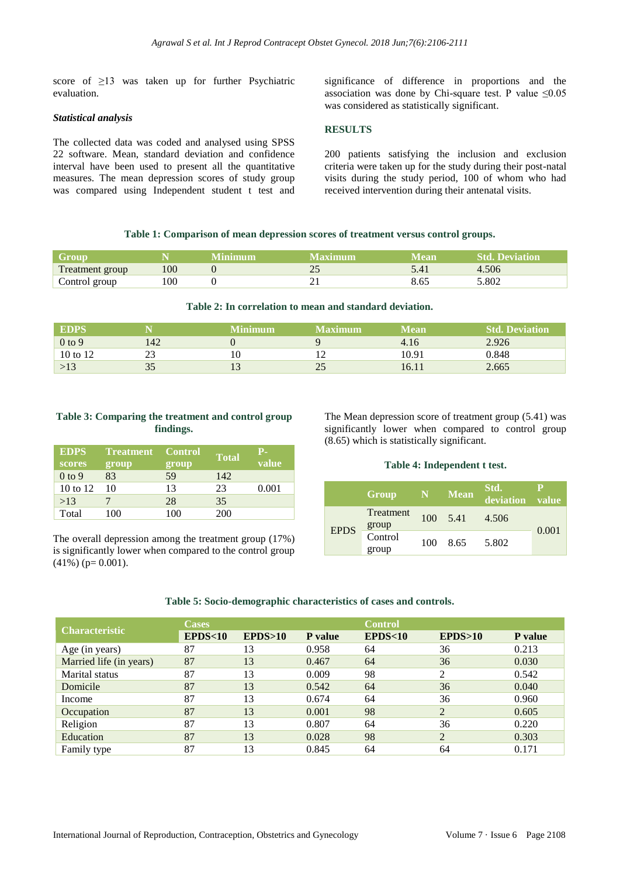score of ≥13 was taken up for further Psychiatric evaluation.

### *Statistical analysis*

The collected data was coded and analysed using SPSS 22 software. Mean, standard deviation and confidence interval have been used to present all the quantitative measures. The mean depression scores of study group was compared using Independent student t test and significance of difference in proportions and the association was done by Chi-square test. P value ≤0.05 was considered as statistically significant.

## RESULTS

200 patients satisfying the inclusion and exclusion criteria were taken up for the study during their post-natal visits during the study period, 100 of whom who had received intervention during their antenatal visits.

**Table 1: Comparison of mean depression scores of treatment versus control groups.**

| Group | N | Minimum | Maximum | Mean | Std. Deviation |
|---|---|---|---|---|---|
| Treatment group | 100 | 0 | 25 | 5.41 | 4.506 |
| Control group | 100 | 0 | 21 | 8.65 | 5.802 |

**Table 2: In correlation to mean and standard deviation.**

| EDPS | N | Minimum | Maximum | Mean | Std. Deviation |
|---|---|---|---|---|---|
| 0 to 9 | 142 | 0 | 9 | 4.16 | 2.926 |
| 10 to 12 | 23 | 10 | 12 | 10.91 | 0.848 |
| >13 | 35 | 13 | 25 | 16.11 | 2.665 |

**Table 3: Comparing the treatment and control group findings.**

| EDPS scores | Treatment group | Control group | Total | P-value |
|---|---|---|---|---|
| 0 to 9 | 83 | 59 | 142 | |
| 10 to 12 | 10 | 13 | 23 | 0.001 |
| >13 | 7 | 28 | 35 | |
| Total | 100 | 100 | 200 | |

The overall depression among the treatment group (17%) is significantly lower when compared to the control group (41%) (p= 0.001).

The Mean depression score of treatment group (5.41) was significantly lower when compared to control group (8.65) which is statistically significant.

**Table 4: Independent t test.**

| | Group | N | Mean | Std. deviation | P value |
|---|---|---|---|---|---|
| EPDS | Treatment group | 100 | 5.41 | 4.506 | 0.001 |
| | Control group | 100 | 8.65 | 5.802 | |

**Table 5: Socio-demographic characteristics of cases and controls.**

| Characteristic | Cases | | | Control | | |
|---|---|---|---|---|---|---|
| | EPDS<10 | EPDS>10 | P value | EPDS<10 | EPDS>10 | P value |
| Age (in years) | 87 | 13 | 0.958 | 64 | 36 | 0.213 |
| Married life (in years) | 87 | 13 | 0.467 | 64 | 36 | 0.030 |
| Marital status | 87 | 13 | 0.009 | 98 | 2 | 0.542 |
| Domicile | 87 | 13 | 0.542 | 64 | 36 | 0.040 |
| Income | 87 | 13 | 0.674 | 64 | 36 | 0.960 |
| Occupation | 87 | 13 | 0.001 | 98 | 2 | 0.605 |
| Religion | 87 | 13 | 0.807 | 64 | 36 | 0.220 |
| Education | 87 | 13 | 0.028 | 98 | 2 | 0.303 |
| Family type | 87 | 13 | 0.845 | 64 | 64 | 0.171 |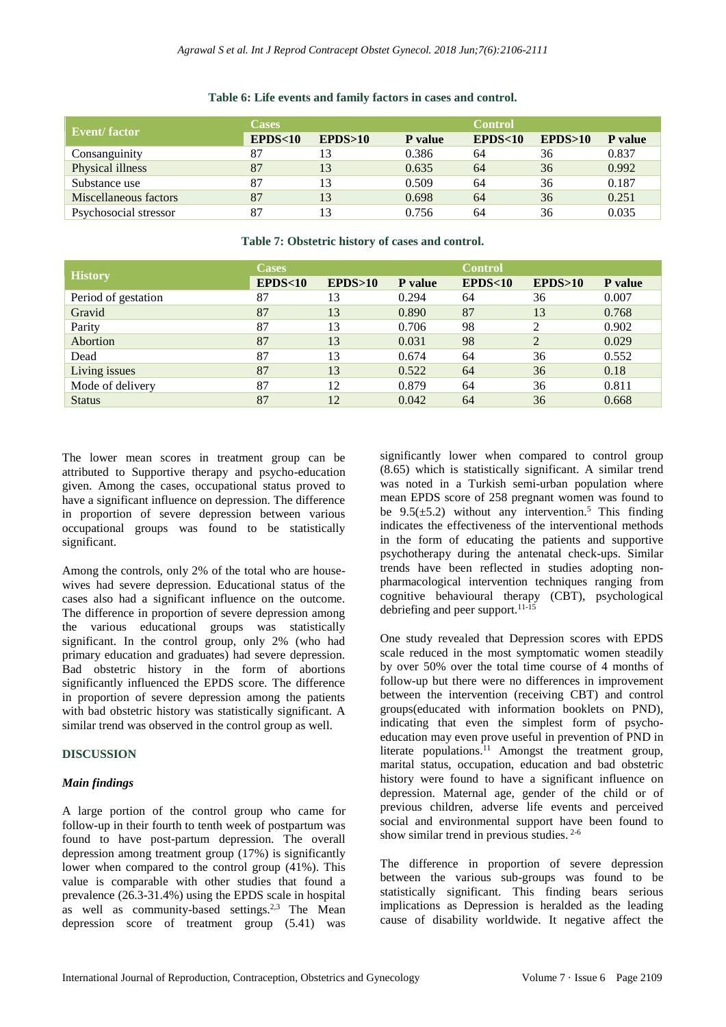**Table 6: Life events and family factors in cases and control.**

| Event/ factor | Cases | | | Control | | |
|---|---|---|---|---|---|---|
| | EPDS<10 | EPDS>10 | P value | EPDS<10 | EPDS>10 | P value |
| Consanguinity | 87 | 13 | 0.386 | 64 | 36 | 0.837 |
| Physical illness | 87 | 13 | 0.635 | 64 | 36 | 0.992 |
| Substance use | 87 | 13 | 0.509 | 64 | 36 | 0.187 |
| Miscellaneous factors | 87 | 13 | 0.698 | 64 | 36 | 0.251 |
| Psychosocial stressor | 87 | 13 | 0.756 | 64 | 36 | 0.035 |

**Table 7: Obstetric history of cases and control.**

| History | Cases | | | Control | | |
|---|---|---|---|---|---|---|
| | EPDS<10 | EPDS>10 | P value | EPDS<10 | EPDS>10 | P value |
| Period of gestation | 87 | 13 | 0.294 | 64 | 36 | 0.007 |
| Gravid | 87 | 13 | 0.890 | 87 | 13 | 0.768 |
| Parity | 87 | 13 | 0.706 | 98 | 2 | 0.902 |
| Abortion | 87 | 13 | 0.031 | 98 | 2 | 0.029 |
| Dead | 87 | 13 | 0.674 | 64 | 36 | 0.552 |
| Living issues | 87 | 13 | 0.522 | 64 | 36 | 0.18 |
| Mode of delivery | 87 | 12 | 0.879 | 64 | 36 | 0.811 |
| Status | 87 | 12 | 0.042 | 64 | 36 | 0.668 |

The lower mean scores in treatment group can be attributed to Supportive therapy and psycho-education given. Among the cases, occupational status proved to have a significant influence on depression. The difference in proportion of severe depression between various occupational groups was found to be statistically significant.

Among the controls, only 2% of the total who are house-wives had severe depression. Educational status of the cases also had a significant influence on the outcome. The difference in proportion of severe depression among the various educational groups was statistically significant. In the control group, only 2% (who had primary education and graduates) had severe depression. Bad obstetric history in the form of abortions significantly influenced the EPDS score. The difference in proportion of severe depression among the patients with bad obstetric history was statistically significant. A similar trend was observed in the control group as well.

## DISCUSSION

### *Main findings*

A large portion of the control group who came for follow-up in their fourth to tenth week of postpartum was found to have post-partum depression. The overall depression among treatment group (17%) is significantly lower when compared to the control group (41%). This value is comparable with other studies that found a prevalence (26.3-31.4%) using the EPDS scale in hospital as well as community-based settings.[2,3] The Mean depression score of treatment group (5.41) was significantly lower when compared to control group (8.65) which is statistically significant. A similar trend was noted in a Turkish semi-urban population where mean EPDS score of 258 pregnant women was found to be 9.5(±5.2) without any intervention.[5] This finding indicates the effectiveness of the interventional methods in the form of educating the patients and supportive psychotherapy during the antenatal check-ups. Similar trends have been reflected in studies adopting non-pharmacological intervention techniques ranging from cognitive behavioural therapy (CBT), psychological debriefing and peer support.[11-15]

One study revealed that Depression scores with EPDS scale reduced in the most symptomatic women steadily by over 50% over the total time course of 4 months of follow-up but there were no differences in improvement between the intervention (receiving CBT) and control groups(educated with information booklets on PND), indicating that even the simplest form of psycho-education may even prove useful in prevention of PND in literate populations.[11] Amongst the treatment group, marital status, occupation, education and bad obstetric history were found to have a significant influence on depression. Maternal age, gender of the child or of previous children, adverse life events and perceived social and environmental support have been found to show similar trend in previous studies.[2-6]

The difference in proportion of severe depression between the various sub-groups was found to be statistically significant. This finding bears serious implications as Depression is heralded as the leading cause of disability worldwide. It negative affect the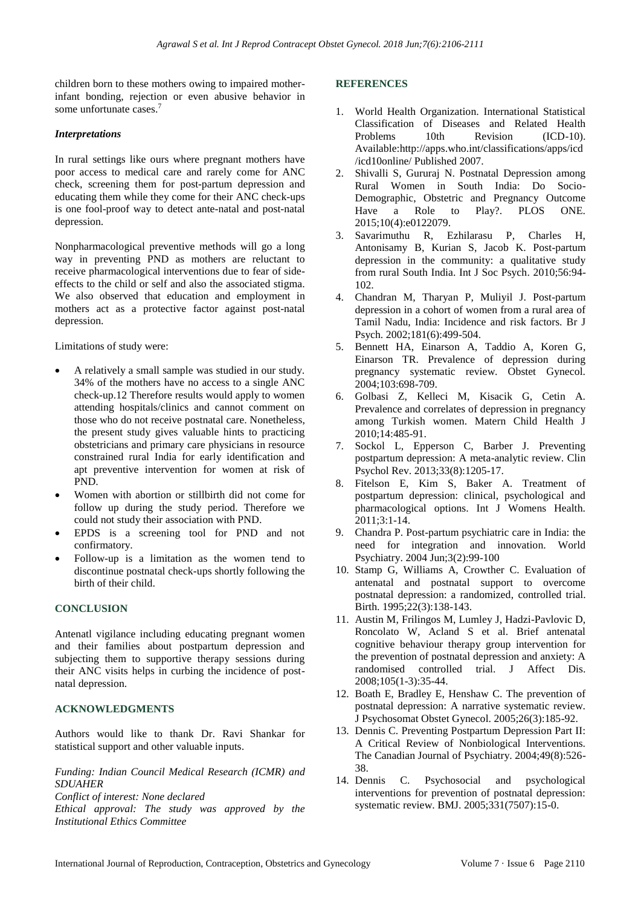children born to these mothers owing to impaired mother-infant bonding, rejection or even abusive behavior in some unfortunate cases.[7]

### *Interpretations*

In rural settings like ours where pregnant mothers have poor access to medical care and rarely come for ANC check, screening them for post-partum depression and educating them while they come for their ANC check-ups is one fool-proof way to detect ante-natal and post-natal depression.

Nonpharmacological preventive methods will go a long way in preventing PND as mothers are reluctant to receive pharmacological interventions due to fear of side-effects to the child or self and also the associated stigma. We also observed that education and employment in mothers act as a protective factor against post-natal depression.

Limitations of study were:

- A relatively a small sample was studied in our study. 34% of the mothers have no access to a single ANC check-up.12 Therefore results would apply to women attending hospitals/clinics and cannot comment on those who do not receive postnatal care. Nonetheless, the present study gives valuable hints to practicing obstetricians and primary care physicians in resource constrained rural India for early identification and apt preventive intervention for women at risk of PND.
- Women with abortion or stillbirth did not come for follow up during the study period. Therefore we could not study their association with PND.
- EPDS is a screening tool for PND and not confirmatory.
- Follow-up is a limitation as the women tend to discontinue postnatal check-ups shortly following the birth of their child.

## CONCLUSION

Antenatl vigilance including educating pregnant women and their families about postpartum depression and subjecting them to supportive therapy sessions during their ANC visits helps in curbing the incidence of post-natal depression.

## ACKNOWLEDGMENTS

Authors would like to thank Dr. Ravi Shankar for statistical support and other valuable inputs.

*Funding: Indian Council Medical Research (ICMR) and SDUAHER*
*Conflict of interest: None declared*
*Ethical approval: The study was approved by the Institutional Ethics Committee*

## REFERENCES

1. World Health Organization. International Statistical Classification of Diseases and Related Health Problems 10th Revision (ICD-10). Available:http://apps.who.int/classifications/apps/icd/icd10online/ Published 2007.
2. Shivalli S, Gururaj N. Postnatal Depression among Rural Women in South India: Do Socio-Demographic, Obstetric and Pregnancy Outcome Have a Role to Play?. PLOS ONE. 2015;10(4):e0122079.
3. Savarimuthu R, Ezhilarasu P, Charles H, Antonisamy B, Kurian S, Jacob K. Post-partum depression in the community: a qualitative study from rural South India. Int J Soc Psych. 2010;56:94-102.
4. Chandran M, Tharyan P, Muliyil J. Post-partum depression in a cohort of women from a rural area of Tamil Nadu, India: Incidence and risk factors. Br J Psych. 2002;181(6):499-504.
5. Bennett HA, Einarson A, Taddio A, Koren G, Einarson TR. Prevalence of depression during pregnancy systematic review. Obstet Gynecol. 2004;103:698-709.
6. Golbasi Z, Kelleci M, Kisacik G, Cetin A. Prevalence and correlates of depression in pregnancy among Turkish women. Matern Child Health J 2010;14:485-91.
7. Sockol L, Epperson C, Barber J. Preventing postpartum depression: A meta-analytic review. Clin Psychol Rev. 2013;33(8):1205-17.
8. Fitelson E, Kim S, Baker A. Treatment of postpartum depression: clinical, psychological and pharmacological options. Int J Womens Health. 2011;3:1-14.
9. Chandra P. Post-partum psychiatric care in India: the need for integration and innovation. World Psychiatry. 2004 Jun;3(2):99-100
10. Stamp G, Williams A, Crowther C. Evaluation of antenatal and postnatal support to overcome postnatal depression: a randomized, controlled trial. Birth. 1995;22(3):138-143.
11. Austin M, Frilingos M, Lumley J, Hadzi-Pavlovic D, Roncolato W, Acland S et al. Brief antenatal cognitive behaviour therapy group intervention for the prevention of postnatal depression and anxiety: A randomised controlled trial. J Affect Dis. 2008;105(1-3):35-44.
12. Boath E, Bradley E, Henshaw C. The prevention of postnatal depression: A narrative systematic review. J Psychosomat Obstet Gynecol. 2005;26(3):185-92.
13. Dennis C. Preventing Postpartum Depression Part II: A Critical Review of Nonbiological Interventions. The Canadian Journal of Psychiatry. 2004;49(8):526-38.
14. Dennis C. Psychosocial and psychological interventions for prevention of postnatal depression: systematic review. BMJ. 2005;331(7507):15-0.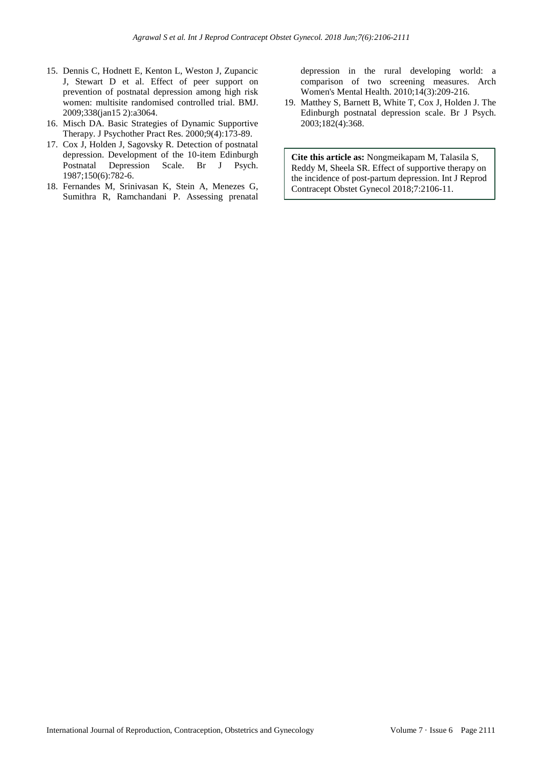15. Dennis C, Hodnett E, Kenton L, Weston J, Zupancic J, Stewart D et al. Effect of peer support on prevention of postnatal depression among high risk women: multisite randomised controlled trial. BMJ. 2009;338(jan15 2):a3064.
16. Misch DA. Basic Strategies of Dynamic Supportive Therapy. J Psychother Pract Res. 2000;9(4):173-89.
17. Cox J, Holden J, Sagovsky R. Detection of postnatal depression. Development of the 10-item Edinburgh Postnatal Depression Scale. Br J Psych. 1987;150(6):782-6.
18. Fernandes M, Srinivasan K, Stein A, Menezes G, Sumithra R, Ramchandani P. Assessing prenatal depression in the rural developing world: a comparison of two screening measures. Arch Women's Mental Health. 2010;14(3):209-216.
19. Matthey S, Barnett B, White T, Cox J, Holden J. The Edinburgh postnatal depression scale. Br J Psych. 2003;182(4):368.

**Cite this article as:** Nongmeikapam M, Talasila S, Reddy M, Sheela SR. Effect of supportive therapy on the incidence of post-partum depression. Int J Reprod Contracept Obstet Gynecol 2018;7:2106-11.